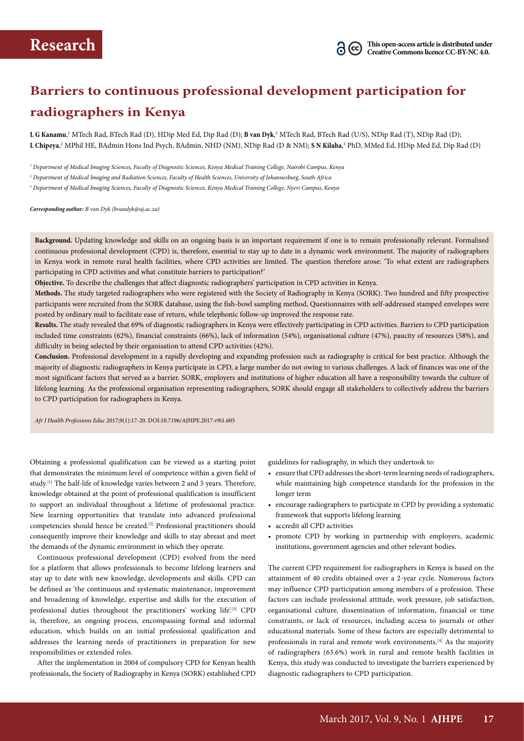**Research**

This open-access article is distributed under Creative Commons licence CC-BY-NC 4.0.

# Barriers to continuous professional development participation for radiographers in Kenya

**L G Kanamu**,[1] MTech Rad, BTech Rad (D), HDip Med Ed, Dip Rad (D); **B van Dyk**,[2] MTech Rad, BTech Rad (U/S), NDip Rad (T), NDip Rad (D); **L Chipeya**,[2] MPhil HE, BAdmin Hons Ind Psych, BAdmin, NHD (NM), NDip Rad (D & NM); **S N Kilaha**,[3] PhD, MMed Ed, HDip Med Ed, Dip Rad (D)

[1] *Department of Medical Imaging Sciences, Faculty of Diagnostic Sciences, Kenya Medical Training College, Nairobi Campus, Kenya*

[2] *Department of Medical Imaging and Radiation Sciences, Faculty of Health Sciences, University of Johannesburg, South Africa*

[3] *Department of Medical Imaging Sciences, Faculty of Diagnostic Sciences, Kenya Medical Training College, Nyeri Campus, Kenya*

***Corresponding author:** B van Dyk (bvandyk@uj.ac.za)*

**Background.** Updating knowledge and skills on an ongoing basis is an important requirement if one is to remain professionally relevant. Formalised continuous professional development (CPD) is, therefore, essential to stay up to date in a dynamic work environment. The majority of radiographers in Kenya work in remote rural health facilities, where CPD activities are limited. The question therefore arose: 'To what extent are radiographers participating in CPD activities and what constitute barriers to participation?'

**Objective.** To describe the challenges that affect diagnostic radiographers' participation in CPD activities in Kenya.

**Methods.** The study targeted radiographers who were registered with the Society of Radiography in Kenya (SORK). Two hundred and fifty prospective participants were recruited from the SORK database, using the fish-bowl sampling method**.** Questionnaires with self-addressed stamped envelopes were posted by ordinary mail to facilitate ease of return, while telephonic follow-up improved the response rate.

**Results.** The study revealed that 69% of diagnostic radiographers in Kenya were effectively participating in CPD activities. Barriers to CPD participation included time constraints (62%), financial constraints (66%), lack of information (54%), organisational culture (47%), paucity of resources (58%), and difficulty in being selected by their organisation to attend CPD activities (42%).

**Conclusion.** Professional development in a rapidly developing and expanding profession such as radiography is critical for best practice. Although the majority of diagnostic radiographers in Kenya participate in CPD, a large number do not owing to various challenges. A lack of finances was one of the most significant factors that served as a barrier. SORK, employers and institutions of higher education all have a responsibility towards the culture of lifelong learning. As the professional organisation representing radiographers, SORK should engage all stakeholders to collectively address the barriers to CPD participation for radiographers in Kenya.

*Afr J Health Professions Educ* 2017;9(1):17-20. DOI:10.7196/AJHPE.2017.v9i1.605

Obtaining a professional qualification can be viewed as a starting point that demonstrates the minimum level of competence within a given field of study.[1] The half-life of knowledge varies between 2 and 5 years. Therefore, knowledge obtained at the point of professional qualification is insufficient to support an individual throughout a lifetime of professional practice. New learning opportunities that translate into advanced professional competencies should hence be created.[2] Professional practitioners should consequently improve their knowledge and skills to stay abreast and meet the demands of the dynamic environment in which they operate.

Continuous professional development (CPD) evolved from the need for a platform that allows professionals to become lifelong learners and stay up to date with new knowledge, developments and skills. CPD can be defined as 'the continuous and systematic maintenance, improvement and broadening of knowledge, expertise and skills for the execution of professional duties throughout the practitioners' working life'.[3] CPD is, therefore, an ongoing process, encompassing formal and informal education, which builds on an initial professional qualification and addresses the learning needs of practitioners in preparation for new responsibilities or extended roles.

After the implementation in 2004 of compulsory CPD for Kenyan health professionals, the Society of Radiography in Kenya (SORK) established CPD guidelines for radiography, in which they undertook to:

- ensure that CPD addresses the short-term learning needs of radiographers, while maintaining high competence standards for the profession in the longer term
- encourage radiographers to participate in CPD by providing a systematic framework that supports lifelong learning
- accredit all CPD activities
- promote CPD by working in partnership with employers, academic institutions, government agencies and other relevant bodies.

The current CPD requirement for radiographers in Kenya is based on the attainment of 40 credits obtained over a 2-year cycle. Numerous factors may influence CPD participation among members of a profession. These factors can include professional attitude, work pressure, job satisfaction, organisational culture, dissemination of information, financial or time constraints, or lack of resources, including access to journals or other educational materials. Some of these factors are especially detrimental to professionals in rural and remote work environments.[4] As the majority of radiographers (63.6%) work in rural and remote health facilities in Kenya, this study was conducted to investigate the barriers experienced by diagnostic radiographers to CPD participation.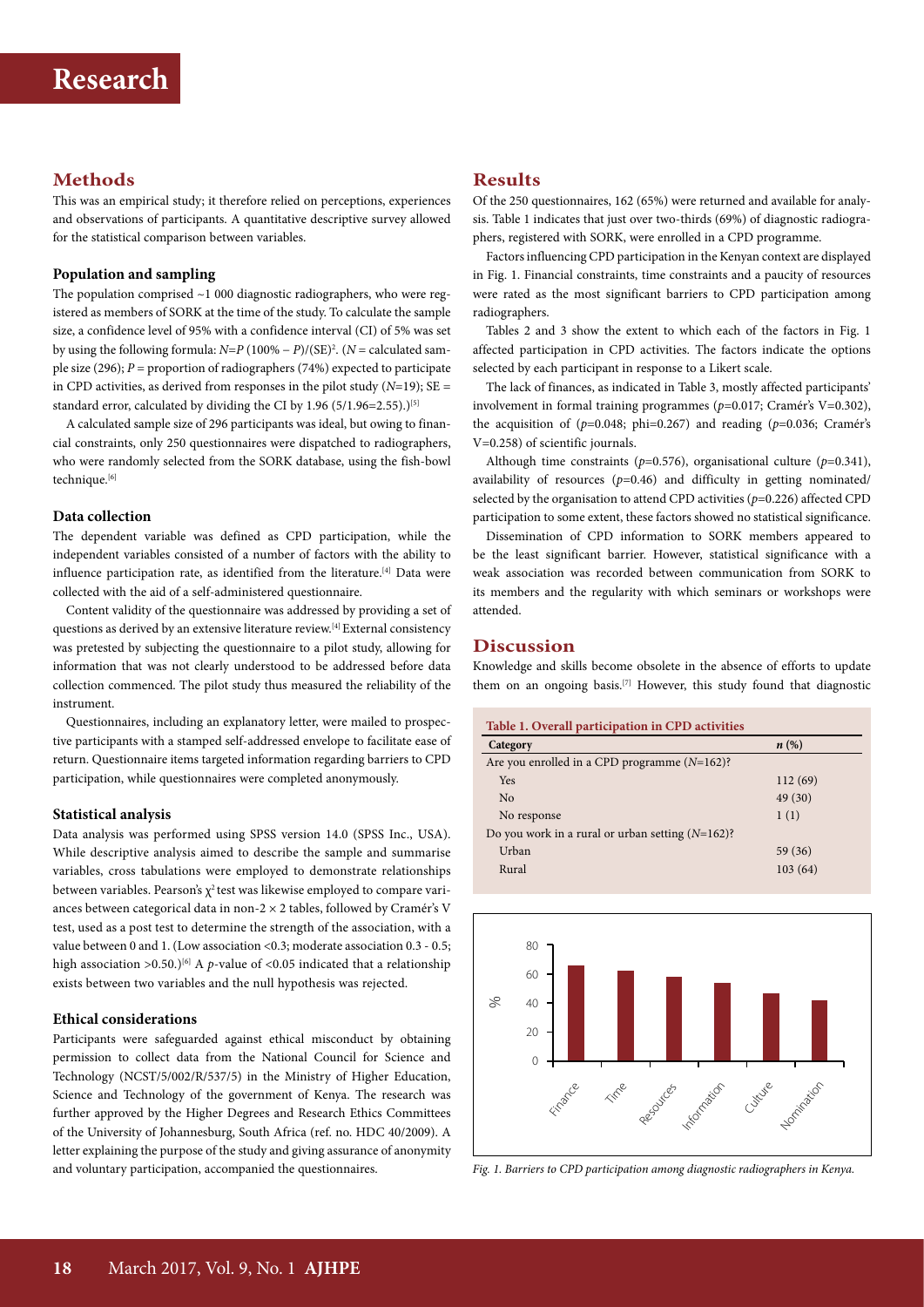## Methods

This was an empirical study; it therefore relied on perceptions, experiences and observations of participants. A quantitative descriptive survey allowed for the statistical comparison between variables.

### Population and sampling

The population comprised ~1 000 diagnostic radiographers, who were registered as members of SORK at the time of the study. To calculate the sample size, a confidence level of 95% with a confidence interval (CI) of 5% was set by using the following formula: $N=P\,(100\% - P)/(\text{SE})^2$. ($N$ = calculated sample size (296); $P$ = proportion of radiographers (74%) expected to participate in CPD activities, as derived from responses in the pilot study ($N$=19); SE = standard error, calculated by dividing the CI by 1.96 (5/1.96=2.55).)[5]

A calculated sample size of 296 participants was ideal, but owing to financial constraints, only 250 questionnaires were dispatched to radiographers, who were randomly selected from the SORK database, using the fish-bowl technique.[6]

### Data collection

The dependent variable was defined as CPD participation, while the independent variables consisted of a number of factors with the ability to influence participation rate, as identified from the literature.[4] Data were collected with the aid of a self-administered questionnaire.

Content validity of the questionnaire was addressed by providing a set of questions as derived by an extensive literature review.[4] External consistency was pretested by subjecting the questionnaire to a pilot study, allowing for information that was not clearly understood to be addressed before data collection commenced. The pilot study thus measured the reliability of the instrument.

Questionnaires, including an explanatory letter, were mailed to prospective participants with a stamped self-addressed envelope to facilitate ease of return. Questionnaire items targeted information regarding barriers to CPD participation, while questionnaires were completed anonymously.

### Statistical analysis

Data analysis was performed using SPSS version 14.0 (SPSS Inc., USA). While descriptive analysis aimed to describe the sample and summarise variables, cross tabulations were employed to demonstrate relationships between variables. Pearson's $\chi^2$ test was likewise employed to compare variances between categorical data in non-2 × 2 tables, followed by Cramér's V test, used as a post test to determine the strength of the association, with a value between 0 and 1. (Low association <0.3; moderate association 0.3 - 0.5; high association >0.50.)[6] A $p$-value of <0.05 indicated that a relationship exists between two variables and the null hypothesis was rejected.

### Ethical considerations

Participants were safeguarded against ethical misconduct by obtaining permission to collect data from the National Council for Science and Technology (NCST/5/002/R/537/5) in the Ministry of Higher Education, Science and Technology of the government of Kenya. The research was further approved by the Higher Degrees and Research Ethics Committees of the University of Johannesburg, South Africa (ref. no. HDC 40/2009). A letter explaining the purpose of the study and giving assurance of anonymity and voluntary participation, accompanied the questionnaires.

## Results

Of the 250 questionnaires, 162 (65%) were returned and available for analysis. Table 1 indicates that just over two-thirds (69%) of diagnostic radiographers, registered with SORK, were enrolled in a CPD programme.

Factors influencing CPD participation in the Kenyan context are displayed in Fig. 1. Financial constraints, time constraints and a paucity of resources were rated as the most significant barriers to CPD participation among radiographers.

Tables 2 and 3 show the extent to which each of the factors in Fig. 1 affected participation in CPD activities. The factors indicate the options selected by each participant in response to a Likert scale.

The lack of finances, as indicated in Table 3, mostly affected participants' involvement in formal training programmes ($p$=0.017; Cramér's V=0.302), the acquisition of ($p$=0.048; phi=0.267) and reading ($p$=0.036; Cramér's V=0.258) of scientific journals.

Although time constraints ($p$=0.576), organisational culture ($p$=0.341), availability of resources ($p$=0.46) and difficulty in getting nominated/selected by the organisation to attend CPD activities ($p$=0.226) affected CPD participation to some extent, these factors showed no statistical significance.

Dissemination of CPD information to SORK members appeared to be the least significant barrier. However, statistical significance with a weak association was recorded between communication from SORK to its members and the regularity with which seminars or workshops were attended.

## Discussion

Knowledge and skills become obsolete in the absence of efforts to update them on an ongoing basis.[7] However, this study found that diagnostic

**Table 1. Overall participation in CPD activities**

| Category | $n$ (%) |
|---|---|
| Are you enrolled in a CPD programme ($N$=162)? | |
| Yes | 112 (69) |
| No | 49 (30) |
| No response | 1 (1) |
| Do you work in a rural or urban setting ($N$=162)? | |
| Urban | 59 (36) |
| Rural | 103 (64) |

*Fig. 1. Barriers to CPD participation among diagnostic radiographers in Kenya.*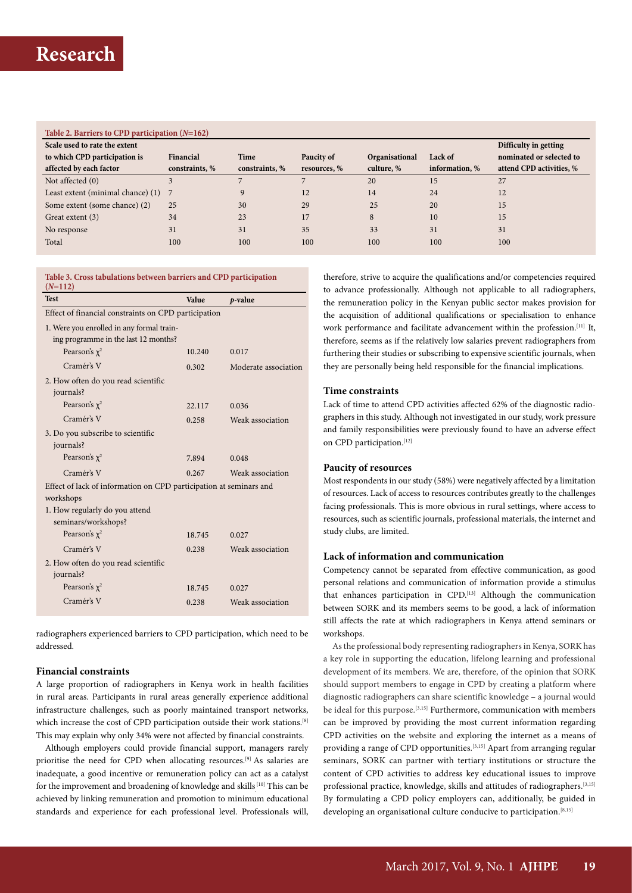**Table 2. Barriers to CPD participation (*N*=162)**

| Scale used to rate the extent to which CPD participation is affected by each factor | Financial constraints, % | Time constraints, % | Paucity of resources, % | Organisational culture, % | Lack of information, % | Difficulty in getting nominated or selected to attend CPD activities, % |
|---|---|---|---|---|---|---|
| Not affected (0) | 3 | 7 | 7 | 20 | 15 | 27 |
| Least extent (minimal chance) (1) | 7 | 9 | 12 | 14 | 24 | 12 |
| Some extent (some chance) (2) | 25 | 30 | 29 | 25 | 20 | 15 |
| Great extent (3) | 34 | 23 | 17 | 8 | 10 | 15 |
| No response | 31 | 31 | 35 | 33 | 31 | 31 |
| Total | 100 | 100 | 100 | 100 | 100 | 100 |

**Table 3. Cross tabulations between barriers and CPD participation (*N*=112)**

| Test | Value | *p*-value |
|---|---|---|
| Effect of financial constraints on CPD participation | | |
| 1. Were you enrolled in any formal training programme in the last 12 months? | | |
| Pearson's $\chi^2$ | 10.240 | 0.017 |
| Cramér's V | 0.302 | Moderate association |
| 2. How often do you read scientific journals? | | |
| Pearson's $\chi^2$ | 22.117 | 0.036 |
| Cramér's V | 0.258 | Weak association |
| 3. Do you subscribe to scientific journals? | | |
| Pearson's $\chi^2$ | 7.894 | 0.048 |
| Cramér's V | 0.267 | Weak association |
| Effect of lack of information on CPD participation at seminars and workshops | | |
| 1. How regularly do you attend seminars/workshops? | | |
| Pearson's $\chi^2$ | 18.745 | 0.027 |
| Cramér's V | 0.238 | Weak association |
| 2. How often do you read scientific journals? | | |
| Pearson's $\chi^2$ | 18.745 | 0.027 |
| Cramér's V | 0.238 | Weak association |

radiographers experienced barriers to CPD participation, which need to be addressed.

### Financial constraints

A large proportion of radiographers in Kenya work in health facilities in rural areas. Participants in rural areas generally experience additional infrastructure challenges, such as poorly maintained transport networks, which increase the cost of CPD participation outside their work stations.[8] This may explain why only 34% were not affected by financial constraints.

Although employers could provide financial support, managers rarely prioritise the need for CPD when allocating resources.[9] As salaries are inadequate, a good incentive or remuneration policy can act as a catalyst for the improvement and broadening of knowledge and skills [10] This can be achieved by linking remuneration and promotion to minimum educational standards and experience for each professional level. Professionals will, therefore, strive to acquire the qualifications and/or competencies required to advance professionally. Although not applicable to all radiographers, the remuneration policy in the Kenyan public sector makes provision for the acquisition of additional qualifications or specialisation to enhance work performance and facilitate advancement within the profession.[11] It, therefore, seems as if the relatively low salaries prevent radiographers from furthering their studies or subscribing to expensive scientific journals, when they are personally being held responsible for the financial implications.

### Time constraints

Lack of time to attend CPD activities affected 62% of the diagnostic radiographers in this study. Although not investigated in our study, work pressure and family responsibilities were previously found to have an adverse effect on CPD participation.[12]

### Paucity of resources

Most respondents in our study (58%) were negatively affected by a limitation of resources. Lack of access to resources contributes greatly to the challenges facing professionals. This is more obvious in rural settings, where access to resources, such as scientific journals, professional materials, the internet and study clubs, are limited.

### Lack of information and communication

Competency cannot be separated from effective communication, as good personal relations and communication of information provide a stimulus that enhances participation in CPD.[13] Although the communication between SORK and its members seems to be good, a lack of information still affects the rate at which radiographers in Kenya attend seminars or workshops.

As the professional body representing radiographers in Kenya, SORK has a key role in supporting the education, lifelong learning and professional development of its members. We are, therefore, of the opinion that SORK should support members to engage in CPD by creating a platform where diagnostic radiographers can share scientific knowledge – a journal would be ideal for this purpose.[3,15] Furthermore, communication with members can be improved by providing the most current information regarding CPD activities on the website and exploring the internet as a means of providing a range of CPD opportunities.[3,15] Apart from arranging regular seminars, SORK can partner with tertiary institutions or structure the content of CPD activities to address key educational issues to improve professional practice, knowledge, skills and attitudes of radiographers.[3,15] By formulating a CPD policy employers can, additionally, be guided in developing an organisational culture conducive to participation.[8,15]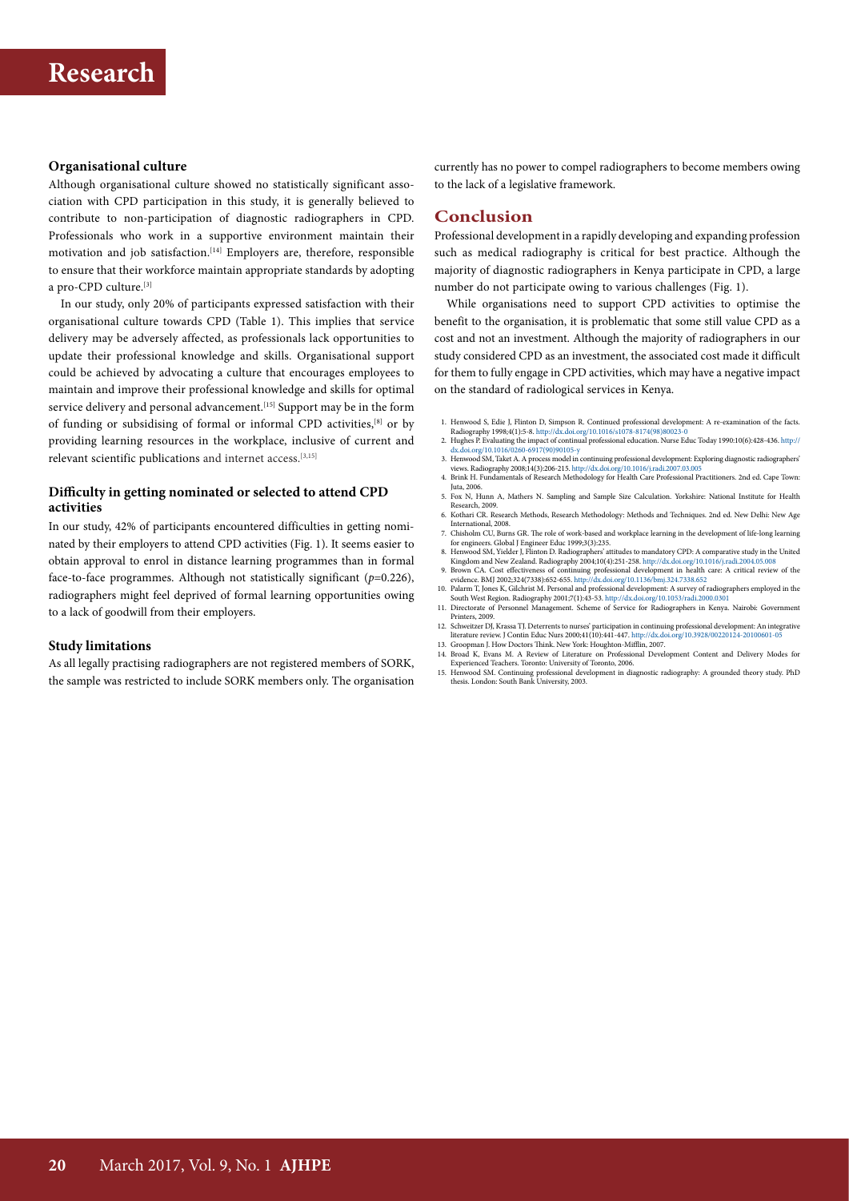### Organisational culture

Although organisational culture showed no statistically significant association with CPD participation in this study, it is generally believed to contribute to non-participation of diagnostic radiographers in CPD. Professionals who work in a supportive environment maintain their motivation and job satisfaction.[14] Employers are, therefore, responsible to ensure that their workforce maintain appropriate standards by adopting a pro-CPD culture.[3]

In our study, only 20% of participants expressed satisfaction with their organisational culture towards CPD (Table 1). This implies that service delivery may be adversely affected, as professionals lack opportunities to update their professional knowledge and skills. Organisational support could be achieved by advocating a culture that encourages employees to maintain and improve their professional knowledge and skills for optimal service delivery and personal advancement.[15] Support may be in the form of funding or subsidising of formal or informal CPD activities,[8] or by providing learning resources in the workplace, inclusive of current and relevant scientific publications and internet access.[3,15]

### Difficulty in getting nominated or selected to attend CPD activities

In our study, 42% of participants encountered difficulties in getting nominated by their employers to attend CPD activities (Fig. 1). It seems easier to obtain approval to enrol in distance learning programmes than in formal face-to-face programmes. Although not statistically significant ($p$=0.226), radiographers might feel deprived of formal learning opportunities owing to a lack of goodwill from their employers.

### Study limitations

As all legally practising radiographers are not registered members of SORK, the sample was restricted to include SORK members only. The organisation currently has no power to compel radiographers to become members owing to the lack of a legislative framework.

## Conclusion

Professional development in a rapidly developing and expanding profession such as medical radiography is critical for best practice. Although the majority of diagnostic radiographers in Kenya participate in CPD, a large number do not participate owing to various challenges (Fig. 1).

While organisations need to support CPD activities to optimise the benefit to the organisation, it is problematic that some still value CPD as a cost and not an investment. Although the majority of radiographers in our study considered CPD as an investment, the associated cost made it difficult for them to fully engage in CPD activities, which may have a negative impact on the standard of radiological services in Kenya.

1. Henwood S, Edie J, Flinton D, Simpson R. Continued professional development: A re-examination of the facts. Radiography 1998;4(1):5-8. http://dx.doi.org/10.1016/s1078-8174(98)80023-0
2. Hughes P. Evaluating the impact of continual professional education. Nurse Educ Today 1990:10(6):428-436. http://dx.doi.org/10.1016/0260-6917(90)90105-y
3. Henwood SM, Taket A. A process model in continuing professional development: Exploring diagnostic radiographers' views. Radiography 2008;14(3):206-215. http://dx.doi.org/10.1016/j.radi.2007.03.005
4. Brink H. Fundamentals of Research Methodology for Health Care Professional Practitioners. 2nd ed. Cape Town: Juta, 2006.
5. Fox N, Hunn A, Mathers N. Sampling and Sample Size Calculation. Yorkshire: National Institute for Health Research, 2009.
6. Kothari CR. Research Methods, Research Methodology: Methods and Techniques. 2nd ed. New Delhi: New Age International, 2008.
7. Chisholm CU, Burns GR. The role of work-based and workplace learning in the development of life-long learning for engineers. Global J Engineer Educ 1999;3(3):235.
8. Henwood SM, Yielder J, Flinton D. Radiographers' attitudes to mandatory CPD: A comparative study in the United Kingdom and New Zealand. Radiography 2004;10(4):251-258. http://dx.doi.org/10.1016/j.radi.2004.05.008
9. Brown CA. Cost effectiveness of continuing professional development in health care: A critical review of the evidence. BMJ 2002;324(7338):652-655. http://dx.doi.org/10.1136/bmj.324.7338.652
10. Palarm T, Jones K, Gilchrist M. Personal and professional development: A survey of radiographers employed in the South West Region. Radiography 2001;7(1):43-53. http://dx.doi.org/10.1053/radi.2000.0301
11. Directorate of Personnel Management. Scheme of Service for Radiographers in Kenya. Nairobi: Government Printers, 2009.
12. Schweitzer DJ, Krassa TJ. Deterrents to nurses' participation in continuing professional development: An integrative literature review. J Contin Educ Nurs 2000;41(10):441-447. http://dx.doi.org/10.3928/00220124-20100601-05
13. Groopman J. How Doctors Think. New York: Houghton-Mifflin, 2007.
14. Broad K, Evans M. A Review of Literature on Professional Development Content and Delivery Modes for Experienced Teachers. Toronto: University of Toronto, 2006.
15. Henwood SM. Continuing professional development in diagnostic radiography: A grounded theory study. PhD thesis. London: South Bank University, 2003.